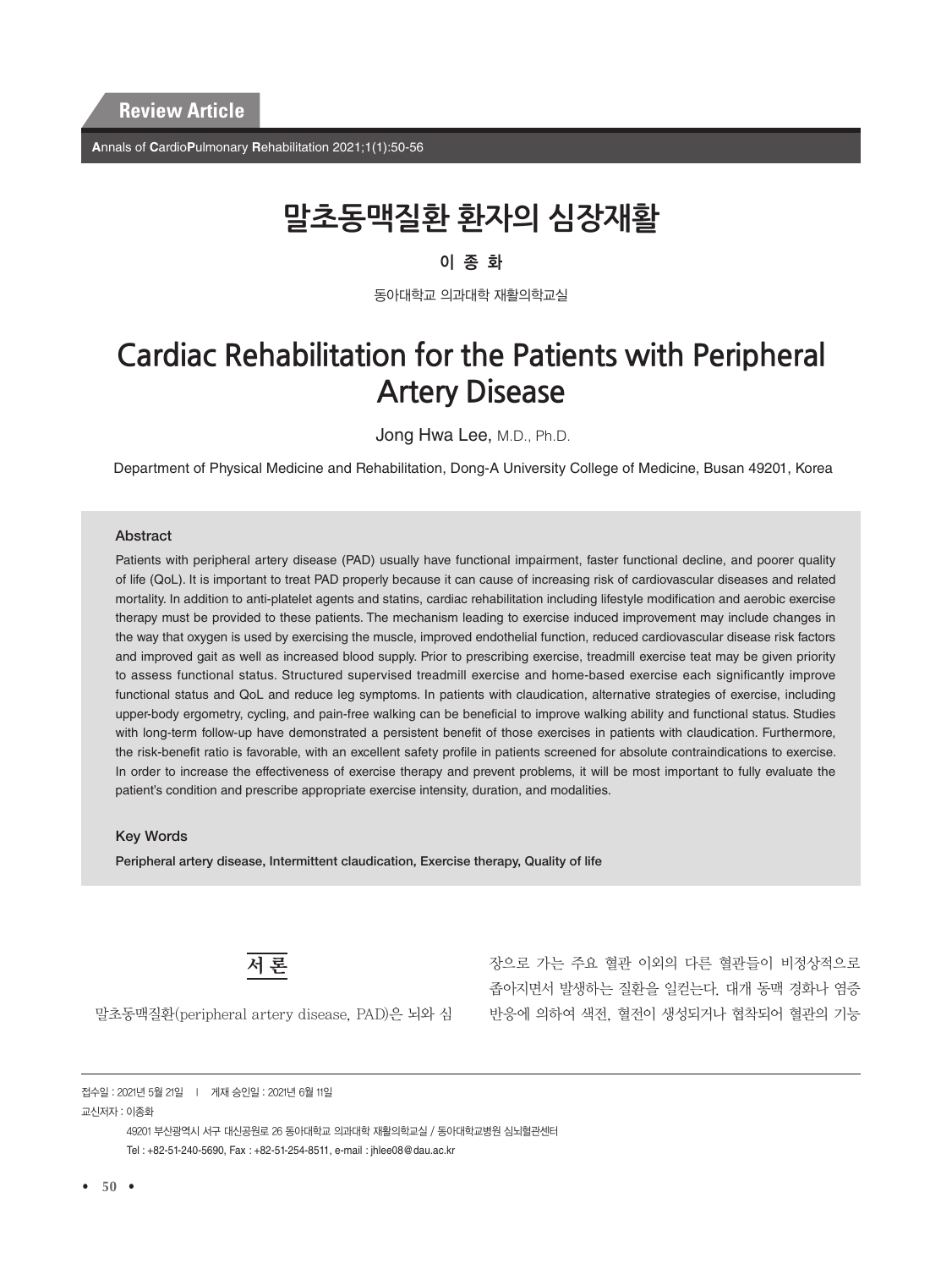Review Article

# 말초동맥질환 환자의 심장재활

**이 종 화**

동아대학교 의과대학 재활의학교실

# Cardiac Rehabilitation for the Patients with Peripheral Artery Disease

Jong Hwa Lee, M.D., Ph.D.

Department of Physical Medicine and Rehabilitation, Dong-A University College of Medicine, Busan 49201, Korea

### Abstract

Patients with peripheral artery disease (PAD) usually have functional impairment, faster functional decline, and poorer quality of life (QoL). It is important to treat PAD properly because it can cause of increasing risk of cardiovascular diseases and related mortality. In addition to anti-platelet agents and statins, cardiac rehabilitation including lifestyle modification and aerobic exercise therapy must be provided to these patients. The mechanism leading to exercise induced improvement may include changes in the way that oxygen is used by exercising the muscle, improved endothelial function, reduced cardiovascular disease risk factors and improved gait as well as increased blood supply. Prior to prescribing exercise, treadmill exercise teat may be given priority to assess functional status. Structured supervised treadmill exercise and home-based exercise each significantly improve functional status and QoL and reduce leg symptoms. In patients with claudication, alternative strategies of exercise, including upper-body ergometry, cycling, and pain-free walking can be beneficial to improve walking ability and functional status. Studies with long-term follow-up have demonstrated a persistent benefit of those exercises in patients with claudication. Furthermore, the risk-benefit ratio is favorable, with an excellent safety profile in patients screened for absolute contraindications to exercise. In order to increase the effectiveness of exercise therapy and prevent problems, it will be most important to fully evaluate the patient's condition and prescribe appropriate exercise intensity, duration, and modalities.

### Key Words

**Peripheral artery disease, Intermittent claudication, Exercise therapy, Quality of life**

## 서 론

말초동맥질환(peripheral artery disease, PAD)은 뇌와 심장으로 가는 주요 혈관 이외의 다른 혈관들이 비정상적으로 좁아지면서 발생하는 질환을 일컫는다. 대개 동맥 경화나 염증 반응에 의하여 색전, 혈전이 생성되거나 협착되어 혈관의 기능

---

접수일 : 2021년 5월 21일 | 게재 승인일 : 2021년 6월 11일

교신저자 : 이종화

49201 부산광역시 서구 대신공원로 26 동아대학교 의과대학 재활의학교실 / 동아대학교병원 심뇌혈관센터

Tel : +82-51-240-5690, Fax : +82-51-254-8511, e-mail : jhlee08@dau.ac.kr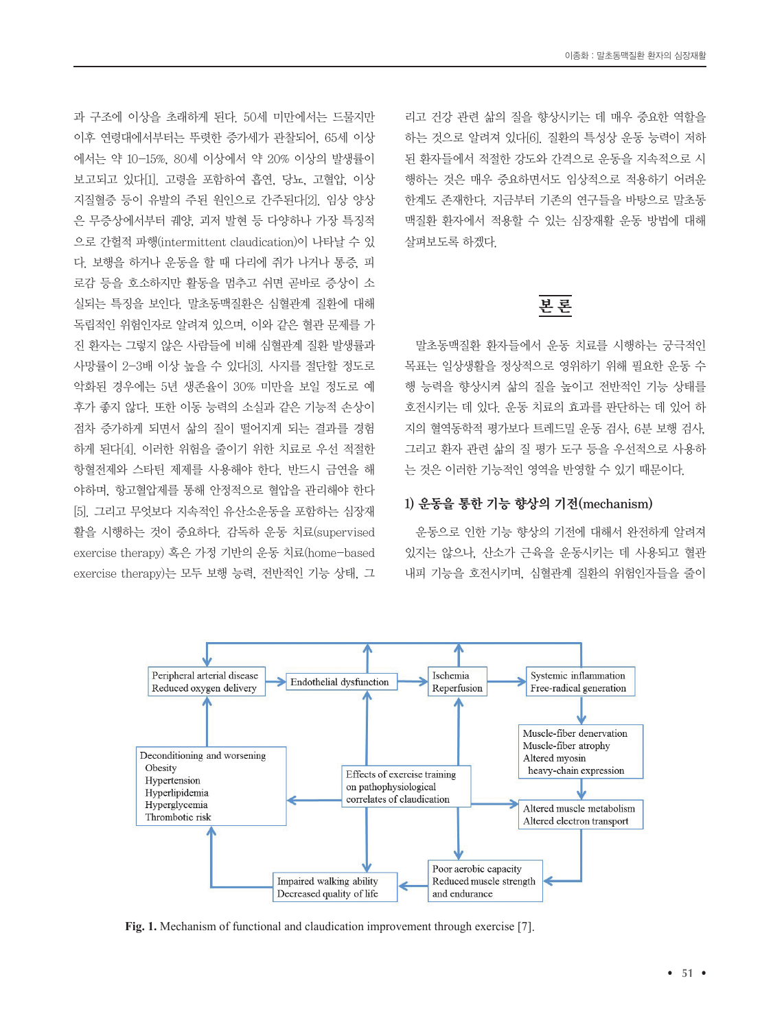과 구조에 이상을 초래하게 된다. 50세 미만에서는 드물지만 이후 연령대에서부터는 뚜렷한 증가세가 관찰되어, 65세 이상에서는 약 10–15%, 80세 이상에서 약 20% 이상의 발생률이 보고되고 있다[1]. 고령을 포함하여 흡연, 당뇨, 고혈압, 이상지질혈증 등이 유발의 주된 원인으로 간주된다[2]. 임상 양상은 무증상에서부터 궤양, 괴저 발현 등 다양하나 가장 특징적으로 간헐적 파행(intermittent claudication)이 나타날 수 있다. 보행을 하거나 운동을 할 때 다리에 쥐가 나거나 통증, 피로감 등을 호소하지만 활동을 멈추고 쉬면 곧바로 증상이 소실되는 특징을 보인다. 말초동맥질환은 심혈관계 질환에 대해 독립적인 위험인자로 알려져 있으며, 이와 같은 혈관 문제를 가진 환자는 그렇지 않은 사람들에 비해 심혈관계 질환 발생률과 사망률이 2–3배 이상 높을 수 있다[3]. 사지를 절단할 정도로 악화된 경우에는 5년 생존율이 30% 미만을 보일 정도로 예후가 좋지 않다. 또한 이동 능력의 소실과 같은 기능적 손상이 점차 증가하게 되면서 삶의 질이 떨어지게 되는 결과를 경험하게 된다[4]. 이러한 위험을 줄이기 위한 치료로 우선 적절한 항혈전제와 스타틴 제제를 사용해야 한다. 반드시 금연을 해야하며, 항고혈압제를 통해 안정적으로 혈압을 관리해야 한다[5]. 그리고 무엇보다 지속적인 유산소운동을 포함하는 심장재활을 시행하는 것이 중요하다. 감독하 운동 치료(supervised exercise therapy) 혹은 가정 기반의 운동 치료(home-based exercise therapy)는 모두 보행 능력, 전반적인 기능 상태, 그리고 건강 관련 삶의 질을 향상시키는 데 매우 중요한 역할을 하는 것으로 알려져 있다[6]. 질환의 특성상 운동 능력이 저하된 환자들에서 적절한 강도와 간격으로 운동을 지속적으로 시행하는 것은 매우 중요하면서도 임상적으로 적용하기 어려운 한계도 존재한다. 지금부터 기존의 연구들을 바탕으로 말초동맥질환 환자에서 적용할 수 있는 심장재활 운동 방법에 대해 살펴보도록 하겠다.

## 본 론

말초동맥질환 환자들에서 운동 치료를 시행하는 궁극적인 목표는 일상생활을 정상적으로 영위하기 위해 필요한 운동 수행 능력을 향상시켜 삶의 질을 높이고 전반적인 기능 상태를 호전시키는 데 있다. 운동 치료의 효과를 판단하는 데 있어 하지의 혈역동학적 평가보다 트레드밀 운동 검사, 6분 보행 검사, 그리고 환자 관련 삶의 질 평가 도구 등을 우선적으로 사용하는 것은 이러한 기능적인 영역을 반영할 수 있기 때문이다.

### 1) 운동을 통한 기능 향상의 기전(mechanism)

운동으로 인한 기능 향상의 기전에 대해서 완전하게 알려져 있지는 않으나, 산소가 근육을 운동시키는 데 사용되고 혈관 내피 기능을 호전시키며, 심혈관계 질환의 위험인자들을 줄이

Fig. 1. Mechanism of functional and claudication improvement through exercise [7].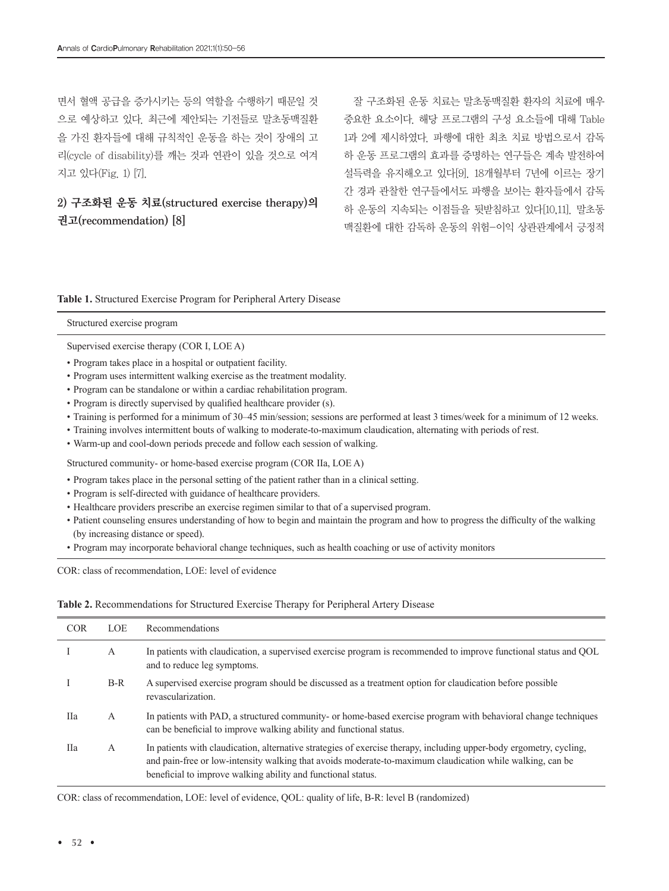면서 혈액 공급을 증가시키는 등의 역할을 수행하기 때문일 것으로 예상하고 있다. 최근에 제안되는 기전들로 말초동맥질환을 가진 환자들에 대해 규칙적인 운동을 하는 것이 장애의 고리(cycle of disability)를 깨는 것과 연관이 있을 것으로 여겨지고 있다(Fig. 1) [7].

### 2) 구조화된 운동 치료(structured exercise therapy)의 권고(recommendation) [8]

잘 구조화된 운동 치료는 말초동맥질환 환자의 치료에 매우 중요한 요소이다. 해당 프로그램의 구성 요소들에 대해 Table 1과 2에 제시하였다. 파행에 대한 최초 치료 방법으로서 감독하 운동 프로그램의 효과를 증명하는 연구들은 계속 발전하여 설득력을 유지해오고 있다[9]. 18개월부터 7년에 이르는 장기간 경과 관찰한 연구들에서도 파행을 보이는 환자들에서 감독하 운동의 지속되는 이점들을 뒷받침하고 있다[10,11]. 말초동맥질환에 대한 감독하 운동의 위험-이익 상관관계에서 긍정적

**Table 1.** Structured Exercise Program for Peripheral Artery Disease

| Structured exercise program |
|---|
| Supervised exercise therapy (COR I, LOE A) |
| • Program takes place in a hospital or outpatient facility. |
| • Program uses intermittent walking exercise as the treatment modality. |
| • Program can be standalone or within a cardiac rehabilitation program. |
| • Program is directly supervised by qualified healthcare provider (s). |
| • Training is performed for a minimum of 30–45 min/session; sessions are performed at least 3 times/week for a minimum of 12 weeks. |
| • Training involves intermittent bouts of walking to moderate-to-maximum claudication, alternating with periods of rest. |
| • Warm-up and cool-down periods precede and follow each session of walking. |
| Structured community- or home-based exercise program (COR IIa, LOE A) |
| • Program takes place in the personal setting of the patient rather than in a clinical setting. |
| • Program is self-directed with guidance of healthcare providers. |
| • Healthcare providers prescribe an exercise regimen similar to that of a supervised program. |
| • Patient counseling ensures understanding of how to begin and maintain the program and how to progress the difficulty of the walking (by increasing distance or speed). |
| • Program may incorporate behavioral change techniques, such as health coaching or use of activity monitors |

COR: class of recommendation, LOE: level of evidence

**Table 2.** Recommendations for Structured Exercise Therapy for Peripheral Artery Disease

| COR | LOE | Recommendations |
|---|---|---|
| I | A | In patients with claudication, a supervised exercise program is recommended to improve functional status and QOL and to reduce leg symptoms. |
| I | B-R | A supervised exercise program should be discussed as a treatment option for claudication before possible revascularization. |
| IIa | A | In patients with PAD, a structured community- or home-based exercise program with behavioral change techniques can be beneficial to improve walking ability and functional status. |
| IIa | A | In patients with claudication, alternative strategies of exercise therapy, including upper-body ergometry, cycling, and pain-free or low-intensity walking that avoids moderate-to-maximum claudication while walking, can be beneficial to improve walking ability and functional status. |

COR: class of recommendation, LOE: level of evidence, QOL: quality of life, B-R: level B (randomized)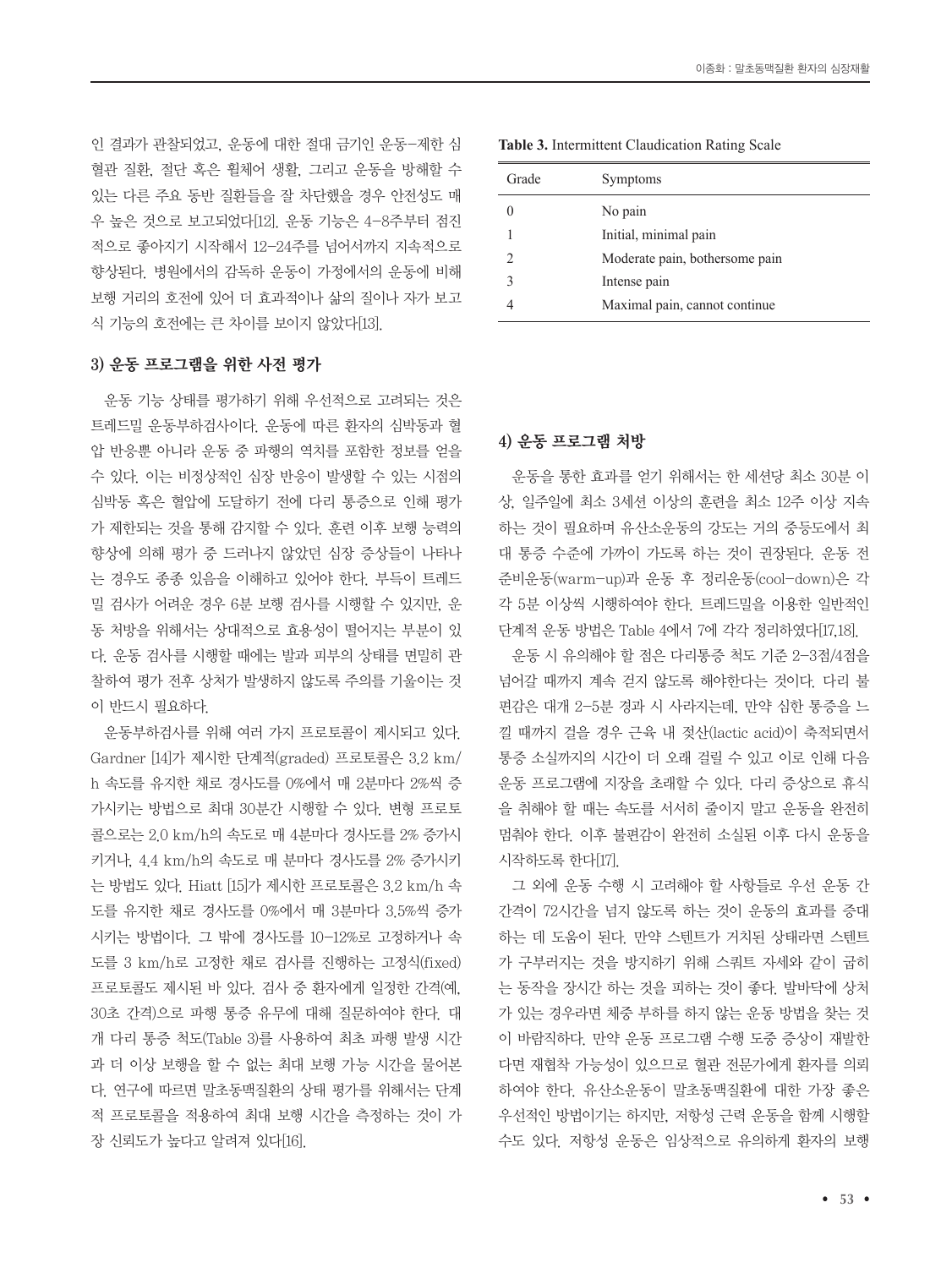인 결과가 관찰되었고, 운동에 대한 절대 금기인 운동-제한 심혈관 질환, 절단 혹은 휠체어 생활, 그리고 운동을 방해할 수 있는 다른 주요 동반 질환들을 잘 차단했을 경우 안전성도 매우 높은 것으로 보고되었다[12]. 운동 기능은 4-8주부터 점진적으로 좋아지기 시작해서 12-24주를 넘어서까지 지속적으로 향상된다. 병원에서의 감독하 운동이 가정에서의 운동에 비해 보행 거리의 호전에 있어 더 효과적이나 삶의 질이나 자가 보고식 기능의 호전에는 큰 차이를 보이지 않았다[13].

### 3) 운동 프로그램을 위한 사전 평가

운동 기능 상태를 평가하기 위해 우선적으로 고려되는 것은 트레드밀 운동부하검사이다. 운동에 따른 환자의 심박동과 혈압 반응뿐 아니라 운동 중 파행의 역치를 포함한 정보를 얻을 수 있다. 이는 비정상적인 심장 반응이 발생할 수 있는 시점의 심박동 혹은 혈압에 도달하기 전에 다리 통증으로 인해 평가가 제한되는 것을 통해 감지할 수 있다. 훈련 이후 보행 능력의 향상에 의해 평가 중 드러나지 않았던 심장 증상들이 나타나는 경우도 종종 있음을 이해하고 있어야 한다. 부득이 트레드밀 검사가 어려운 경우 6분 보행 검사를 시행할 수 있지만, 운동 처방을 위해서는 상대적으로 효용성이 떨어지는 부분이 있다. 운동 검사를 시행할 때에는 발과 피부의 상태를 면밀히 관찰하여 평가 전후 상처가 발생하지 않도록 주의를 기울이는 것이 반드시 필요하다.

운동부하검사를 위해 여러 가지 프로토콜이 제시되고 있다. Gardner [14]가 제시한 단계적(graded) 프로토콜은 3.2 km/h 속도를 유지한 채로 경사도를 0%에서 매 2분마다 2%씩 증가시키는 방법으로 최대 30분간 시행할 수 있다. 변형 프로토콜로는 2.0 km/h의 속도로 매 4분마다 경사도를 2% 증가시키거나, 4.4 km/h의 속도로 매 분마다 경사도를 2% 증가시키는 방법도 있다. Hiatt [15]가 제시한 프로토콜은 3.2 km/h 속도를 유지한 채로 경사도를 0%에서 매 3분마다 3.5%씩 증가시키는 방법이다. 그 밖에 경사도를 10-12%로 고정하거나 속도를 3 km/h로 고정한 채로 검사를 진행하는 고정식(fixed) 프로토콜도 제시된 바 있다. 검사 중 환자에게 일정한 간격(예, 30초 간격)으로 파행 통증 유무에 대해 질문하여야 한다. 대개 다리 통증 척도(Table 3)를 사용하여 최초 파행 발생 시간과 더 이상 보행을 할 수 없는 최대 보행 가능 시간을 물어본다. 연구에 따르면 말초동맥질환의 상태 평가를 위해서는 단계적 프로토콜을 적용하여 최대 보행 시간을 측정하는 것이 가장 신뢰도가 높다고 알려져 있다[16].

**Table 3.** Intermittent Claudication Rating Scale

| Grade | Symptoms |
|---|---|
| 0 | No pain |
| 1 | Initial, minimal pain |
| 2 | Moderate pain, bothersome pain |
| 3 | Intense pain |
| 4 | Maximal pain, cannot continue |

### 4) 운동 프로그램 처방

운동을 통한 효과를 얻기 위해서는 한 세션당 최소 30분 이상, 일주일에 최소 3세션 이상의 훈련을 최소 12주 이상 지속하는 것이 필요하며 유산소운동의 강도는 거의 중등도에서 최대 통증 수준에 가까이 가도록 하는 것이 권장된다. 운동 전 준비운동(warm-up)과 운동 후 정리운동(cool-down)은 각각 5분 이상씩 시행하여야 한다. 트레드밀을 이용한 일반적인 단계적 운동 방법은 Table 4에서 7에 각각 정리하였다[17,18].

운동 시 유의해야 할 점은 다리통증 척도 기준 2-3점/4점을 넘어갈 때까지 계속 걷지 않도록 해야한다는 것이다. 다리 불편감은 대개 2-5분 경과 시 사라지는데, 만약 심한 통증을 느낄 때까지 걸을 경우 근육 내 젖산(lactic acid)이 축적되면서 통증 소실까지의 시간이 더 오래 걸릴 수 있고 이로 인해 다음 운동 프로그램에 지장을 초래할 수 있다. 다리 증상으로 휴식을 취해야 할 때는 속도를 서서히 줄이지 말고 운동을 완전히 멈춰야 한다. 이후 불편감이 완전히 소실된 이후 다시 운동을 시작하도록 한다[17].

그 외에 운동 수행 시 고려해야 할 사항들로 우선 운동 간 간격이 72시간을 넘지 않도록 하는 것이 운동의 효과를 증대하는 데 도움이 된다. 만약 스텐트가 거치된 상태라면 스텐트가 구부러지는 것을 방지하기 위해 스쿼트 자세와 같이 굽히는 동작을 장시간 하는 것을 피하는 것이 좋다. 발바닥에 상처가 있는 경우라면 체중 부하를 하지 않는 운동 방법을 찾는 것이 바람직하다. 만약 운동 프로그램 수행 도중 증상이 재발한다면 재협착 가능성이 있으므로 혈관 전문가에게 환자를 의뢰하여야 한다. 유산소운동이 말초동맥질환에 대한 가장 좋은 우선적인 방법이기는 하지만, 저항성 근력 운동을 함께 시행할 수도 있다. 저항성 운동은 임상적으로 유의하게 환자의 보행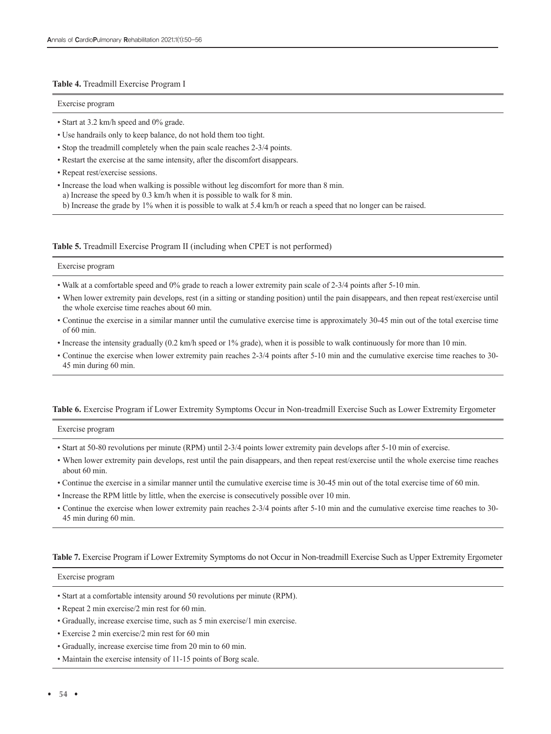**Table 4.** Treadmill Exercise Program I

| Exercise program |
|---|
| • Start at 3.2 km/h speed and 0% grade. |
| • Use handrails only to keep balance, do not hold them too tight. |
| • Stop the treadmill completely when the pain scale reaches 2-3/4 points. |
| • Restart the exercise at the same intensity, after the discomfort disappears. |
| • Repeat rest/exercise sessions. |
| • Increase the load when walking is possible without leg discomfort for more than 8 min.<br>a) Increase the speed by 0.3 km/h when it is possible to walk for 8 min.<br>b) Increase the grade by 1% when it is possible to walk at 5.4 km/h or reach a speed that no longer can be raised. |

**Table 5.** Treadmill Exercise Program II (including when CPET is not performed)

| Exercise program |
|---|
| • Walk at a comfortable speed and 0% grade to reach a lower extremity pain scale of 2-3/4 points after 5-10 min. |
| • When lower extremity pain develops, rest (in a sitting or standing position) until the pain disappears, and then repeat rest/exercise until the whole exercise time reaches about 60 min. |
| • Continue the exercise in a similar manner until the cumulative exercise time is approximately 30-45 min out of the total exercise time of 60 min. |
| • Increase the intensity gradually (0.2 km/h speed or 1% grade), when it is possible to walk continuously for more than 10 min. |
| • Continue the exercise when lower extremity pain reaches 2-3/4 points after 5-10 min and the cumulative exercise time reaches to 30-45 min during 60 min. |

**Table 6.** Exercise Program if Lower Extremity Symptoms Occur in Non-treadmill Exercise Such as Lower Extremity Ergometer

| Exercise program |
|---|
| • Start at 50-80 revolutions per minute (RPM) until 2-3/4 points lower extremity pain develops after 5-10 min of exercise. |
| • When lower extremity pain develops, rest until the pain disappears, and then repeat rest/exercise until the whole exercise time reaches about 60 min. |
| • Continue the exercise in a similar manner until the cumulative exercise time is 30-45 min out of the total exercise time of 60 min. |
| • Increase the RPM little by little, when the exercise is consecutively possible over 10 min. |
| • Continue the exercise when lower extremity pain reaches 2-3/4 points after 5-10 min and the cumulative exercise time reaches to 30-45 min during 60 min. |

**Table 7.** Exercise Program if Lower Extremity Symptoms do not Occur in Non-treadmill Exercise Such as Upper Extremity Ergometer

| Exercise program |
|---|
| • Start at a comfortable intensity around 50 revolutions per minute (RPM). |
| • Repeat 2 min exercise/2 min rest for 60 min. |
| • Gradually, increase exercise time, such as 5 min exercise/1 min exercise. |
| • Exercise 2 min exercise/2 min rest for 60 min |
| • Gradually, increase exercise time from 20 min to 60 min. |
| • Maintain the exercise intensity of 11-15 points of Borg scale. |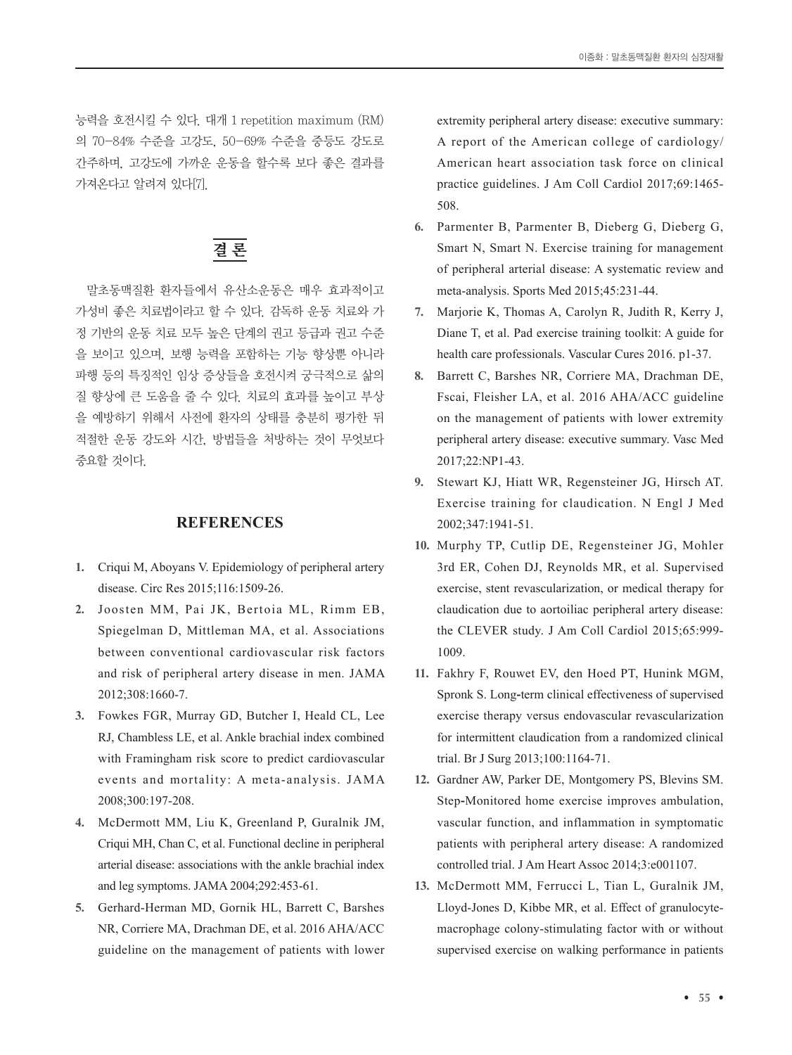능력을 호전시킬 수 있다. 대개 1 repetition maximum (RM)의 70–84% 수준을 고강도, 50–69% 수준을 중등도 강도로 간주하며, 고강도에 가까운 운동을 할수록 보다 좋은 결과를 가져온다고 알려져 있다[7].

## 결 론

말초동맥질환 환자들에서 유산소운동은 매우 효과적이고 가성비 좋은 치료법이라고 할 수 있다. 감독하 운동 치료와 가정 기반의 운동 치료 모두 높은 단계의 권고 등급과 권고 수준을 보이고 있으며, 보행 능력을 포함하는 기능 향상뿐 아니라 파행 등의 특징적인 임상 증상들을 호전시켜 궁극적으로 삶의 질 향상에 큰 도움을 줄 수 있다. 치료의 효과를 높이고 부상을 예방하기 위해서 사전에 환자의 상태를 충분히 평가한 뒤 적절한 운동 강도와 시간, 방법들을 처방하는 것이 무엇보다 중요할 것이다.

## REFERENCES

1. Criqui M, Aboyans V. Epidemiology of peripheral artery disease. Circ Res 2015;116:1509-26.
2. Joosten MM, Pai JK, Bertoia ML, Rimm EB, Spiegelman D, Mittleman MA, et al. Associations between conventional cardiovascular risk factors and risk of peripheral artery disease in men. JAMA 2012;308:1660-7.
3. Fowkes FGR, Murray GD, Butcher I, Heald CL, Lee RJ, Chambless LE, et al. Ankle brachial index combined with Framingham risk score to predict cardiovascular events and mortality: A meta-analysis. JAMA 2008;300:197-208.
4. McDermott MM, Liu K, Greenland P, Guralnik JM, Criqui MH, Chan C, et al. Functional decline in peripheral arterial disease: associations with the ankle brachial index and leg symptoms. JAMA 2004;292:453-61.
5. Gerhard-Herman MD, Gornik HL, Barrett C, Barshes NR, Corriere MA, Drachman DE, et al. 2016 AHA/ACC guideline on the management of patients with lower extremity peripheral artery disease: executive summary: A report of the American college of cardiology/American heart association task force on clinical practice guidelines. J Am Coll Cardiol 2017;69:1465-508.
6. Parmenter B, Parmenter B, Dieberg G, Dieberg G, Smart N, Smart N. Exercise training for management of peripheral arterial disease: A systematic review and meta-analysis. Sports Med 2015;45:231-44.
7. Marjorie K, Thomas A, Carolyn R, Judith R, Kerry J, Diane T, et al. Pad exercise training toolkit: A guide for health care professionals. Vascular Cures 2016. p1-37.
8. Barrett C, Barshes NR, Corriere MA, Drachman DE, Fscai, Fleisher LA, et al. 2016 AHA/ACC guideline on the management of patients with lower extremity peripheral artery disease: executive summary. Vasc Med 2017;22:NP1-43.
9. Stewart KJ, Hiatt WR, Regensteiner JG, Hirsch AT. Exercise training for claudication. N Engl J Med 2002;347:1941-51.
10. Murphy TP, Cutlip DE, Regensteiner JG, Mohler 3rd ER, Cohen DJ, Reynolds MR, et al. Supervised exercise, stent revascularization, or medical therapy for claudication due to aortoiliac peripheral artery disease: the CLEVER study. J Am Coll Cardiol 2015;65:999-1009.
11. Fakhry F, Rouwet EV, den Hoed PT, Hunink MGM, Spronk S. Long-term clinical effectiveness of supervised exercise therapy versus endovascular revascularization for intermittent claudication from a randomized clinical trial. Br J Surg 2013;100:1164-71.
12. Gardner AW, Parker DE, Montgomery PS, Blevins SM. Step-Monitored home exercise improves ambulation, vascular function, and inflammation in symptomatic patients with peripheral artery disease: A randomized controlled trial. J Am Heart Assoc 2014;3:e001107.
13. McDermott MM, Ferrucci L, Tian L, Guralnik JM, Lloyd-Jones D, Kibbe MR, et al. Effect of granulocyte-macrophage colony-stimulating factor with or without supervised exercise on walking performance in patients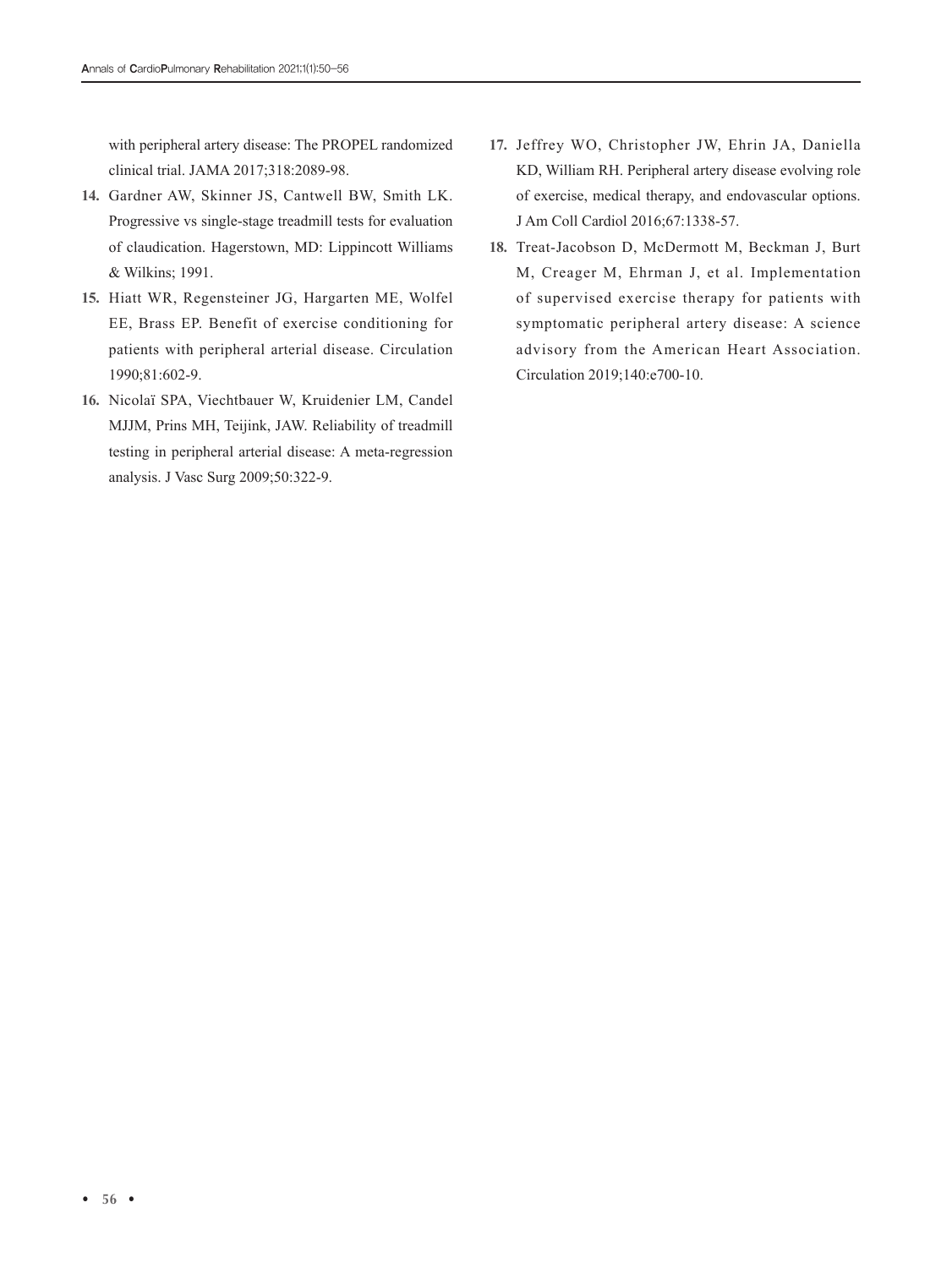with peripheral artery disease: The PROPEL randomized clinical trial. JAMA 2017;318:2089-98.

14. Gardner AW, Skinner JS, Cantwell BW, Smith LK. Progressive vs single-stage treadmill tests for evaluation of claudication. Hagerstown, MD: Lippincott Williams & Wilkins; 1991.

15. Hiatt WR, Regensteiner JG, Hargarten ME, Wolfel EE, Brass EP. Benefit of exercise conditioning for patients with peripheral arterial disease. Circulation 1990;81:602-9.

16. Nicolaï SPA, Viechtbauer W, Kruidenier LM, Candel MJJM, Prins MH, Teijink, JAW. Reliability of treadmill testing in peripheral arterial disease: A meta-regression analysis. J Vasc Surg 2009;50:322-9.

17. Jeffrey WO, Christopher JW, Ehrin JA, Daniella KD, William RH. Peripheral artery disease evolving role of exercise, medical therapy, and endovascular options. J Am Coll Cardiol 2016;67:1338-57.

18. Treat-Jacobson D, McDermott M, Beckman J, Burt M, Creager M, Ehrman J, et al. Implementation of supervised exercise therapy for patients with symptomatic peripheral artery disease: A science advisory from the American Heart Association. Circulation 2019;140:e700-10.